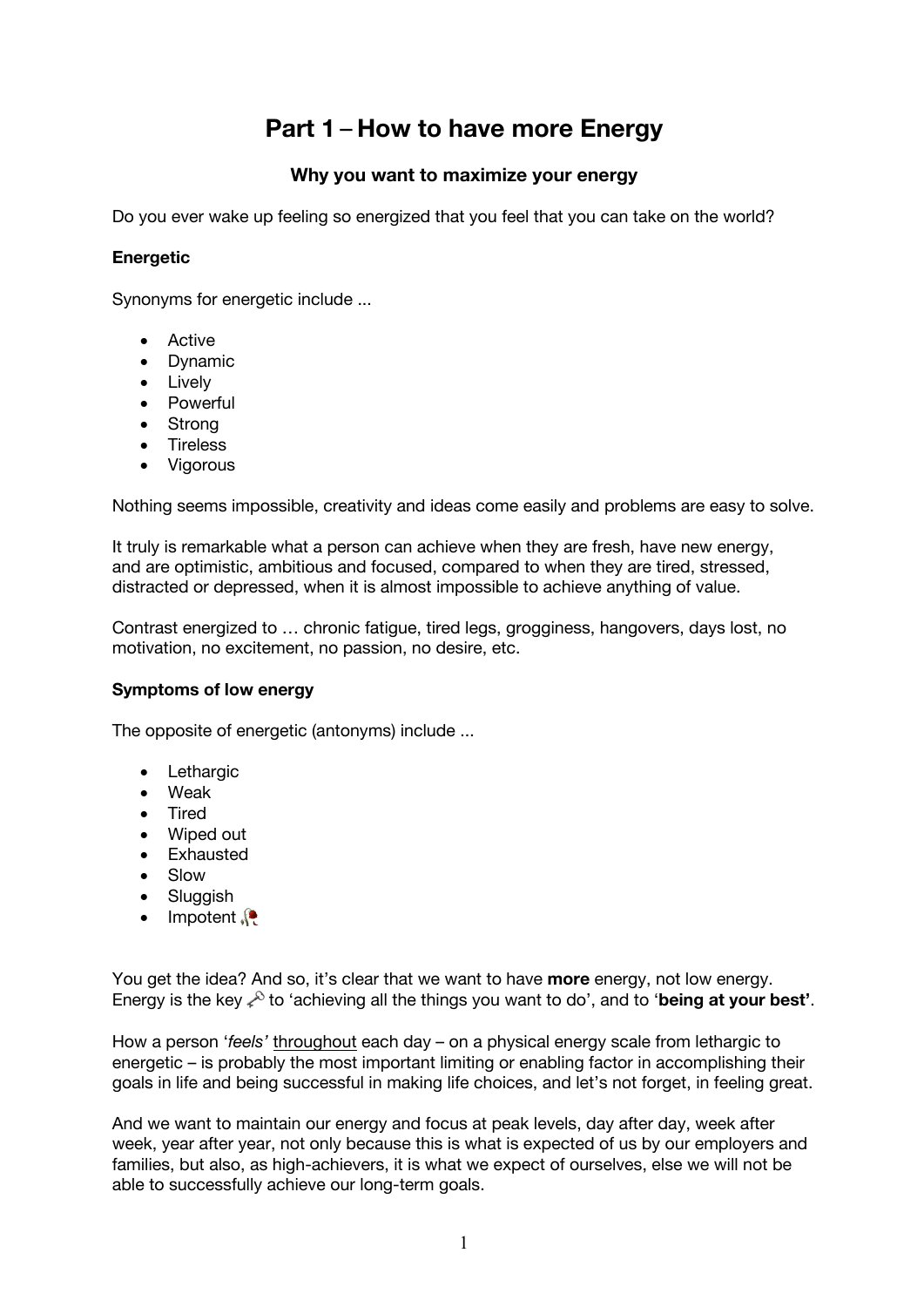# Part 1 – How to have more Energy

### Why you want to maximize your energy

Do you ever wake up feeling so energized that you feel that you can take on the world?

**Energetic**

Synonyms for energetic include ...

- Active
- Dynamic
- Lively
- Powerful
- Strong
- Tireless
- Vigorous

Nothing seems impossible, creativity and ideas come easily and problems are easy to solve.

It truly is remarkable what a person can achieve when they are fresh, have new energy, and are optimistic, ambitious and focused, compared to when they are tired, stressed, distracted or depressed, when it is almost impossible to achieve anything of value.

Contrast energized to … chronic fatigue, tired legs, grogginess, hangovers, days lost, no motivation, no excitement, no passion, no desire, etc.

**Symptoms of low energy**

The opposite of energetic (antonyms) include ...

- Lethargic
- Weak
- Tired
- Wiped out
- Exhausted
- Slow
- Sluggish
- Impotent 🥀

You get the idea? And so, it's clear that we want to have **more** energy, not low energy. Energy is the key 🗝 to 'achieving all the things you want to do', and to '**being at your best'**.

How a person '*feels'* throughout each day – on a physical energy scale from lethargic to energetic – is probably the most important limiting or enabling factor in accomplishing their goals in life and being successful in making life choices, and let's not forget, in feeling great.

And we want to maintain our energy and focus at peak levels, day after day, week after week, year after year, not only because this is what is expected of us by our employers and families, but also, as high-achievers, it is what we expect of ourselves, else we will not be able to successfully achieve our long-term goals.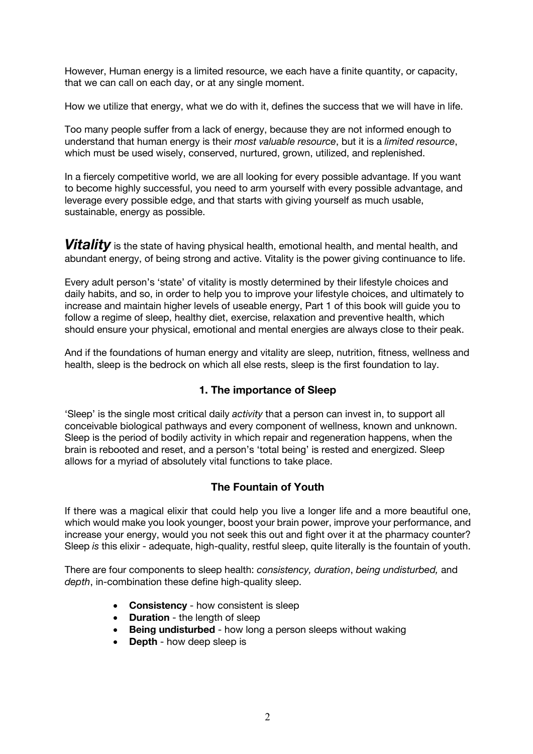However, Human energy is a limited resource, we each have a finite quantity, or capacity, that we can call on each day, or at any single moment.

How we utilize that energy, what we do with it, defines the success that we will have in life.

Too many people suffer from a lack of energy, because they are not informed enough to understand that human energy is their *most valuable resource*, but it is a *limited resource*, which must be used wisely, conserved, nurtured, grown, utilized, and replenished.

In a fiercely competitive world, we are all looking for every possible advantage. If you want to become highly successful, you need to arm yourself with every possible advantage, and leverage every possible edge, and that starts with giving yourself as much usable, sustainable, energy as possible.

***Vitality*** is the state of having physical health, emotional health, and mental health, and abundant energy, of being strong and active. Vitality is the power giving continuance to life.

Every adult person's 'state' of vitality is mostly determined by their lifestyle choices and daily habits, and so, in order to help you to improve your lifestyle choices, and ultimately to increase and maintain higher levels of useable energy, Part 1 of this book will guide you to follow a regime of sleep, healthy diet, exercise, relaxation and preventive health, which should ensure your physical, emotional and mental energies are always close to their peak.

And if the foundations of human energy and vitality are sleep, nutrition, fitness, wellness and health, sleep is the bedrock on which all else rests, sleep is the first foundation to lay.

## 1. The importance of Sleep

'Sleep' is the single most critical daily *activity* that a person can invest in, to support all conceivable biological pathways and every component of wellness, known and unknown. Sleep is the period of bodily activity in which repair and regeneration happens, when the brain is rebooted and reset, and a person's 'total being' is rested and energized. Sleep allows for a myriad of absolutely vital functions to take place.

### The Fountain of Youth

If there was a magical elixir that could help you live a longer life and a more beautiful one, which would make you look younger, boost your brain power, improve your performance, and increase your energy, would you not seek this out and fight over it at the pharmacy counter? Sleep *is* this elixir - adequate, high-quality, restful sleep, quite literally is the fountain of youth.

There are four components to sleep health: *consistency, duration*, *being undisturbed,* and *depth*, in-combination these define high-quality sleep.

- **Consistency** - how consistent is sleep
- **Duration** - the length of sleep
- **Being undisturbed** - how long a person sleeps without waking
- **Depth** - how deep sleep is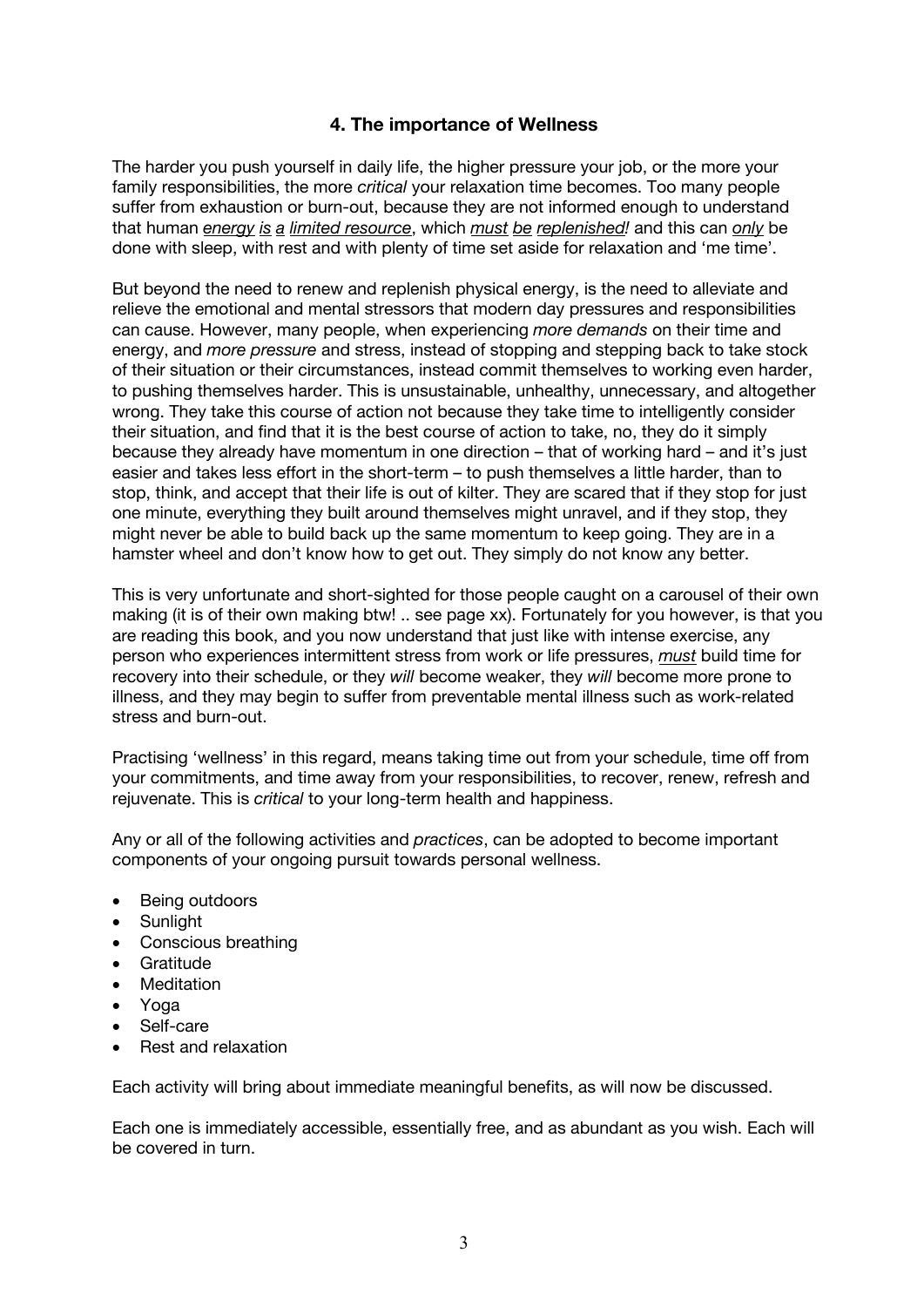## 4. The importance of Wellness

The harder you push yourself in daily life, the higher pressure your job, or the more your family responsibilities, the more *critical* your relaxation time becomes. Too many people suffer from exhaustion or burn-out, because they are not informed enough to understand that human *energy is a limited resource*, which *must be replenished!* and this can *only* be done with sleep, with rest and with plenty of time set aside for relaxation and 'me time'.

But beyond the need to renew and replenish physical energy, is the need to alleviate and relieve the emotional and mental stressors that modern day pressures and responsibilities can cause. However, many people, when experiencing *more demands* on their time and energy, and *more pressure* and stress, instead of stopping and stepping back to take stock of their situation or their circumstances, instead commit themselves to working even harder, to pushing themselves harder. This is unsustainable, unhealthy, unnecessary, and altogether wrong. They take this course of action not because they take time to intelligently consider their situation, and find that it is the best course of action to take, no, they do it simply because they already have momentum in one direction – that of working hard – and it's just easier and takes less effort in the short-term – to push themselves a little harder, than to stop, think, and accept that their life is out of kilter. They are scared that if they stop for just one minute, everything they built around themselves might unravel, and if they stop, they might never be able to build back up the same momentum to keep going. They are in a hamster wheel and don't know how to get out. They simply do not know any better.

This is very unfortunate and short-sighted for those people caught on a carousel of their own making (it is of their own making btw! .. see page xx). Fortunately for you however, is that you are reading this book, and you now understand that just like with intense exercise, any person who experiences intermittent stress from work or life pressures, ***must*** build time for recovery into their schedule, or they *will* become weaker, they *will* become more prone to illness, and they may begin to suffer from preventable mental illness such as work-related stress and burn-out.

Practising 'wellness' in this regard, means taking time out from your schedule, time off from your commitments, and time away from your responsibilities, to recover, renew, refresh and rejuvenate. This is *critical* to your long-term health and happiness.

Any or all of the following activities and *practices*, can be adopted to become important components of your ongoing pursuit towards personal wellness.

- Being outdoors
- Sunlight
- Conscious breathing
- Gratitude
- Meditation
- Yoga
- Self-care
- Rest and relaxation

Each activity will bring about immediate meaningful benefits, as will now be discussed.

Each one is immediately accessible, essentially free, and as abundant as you wish. Each will be covered in turn.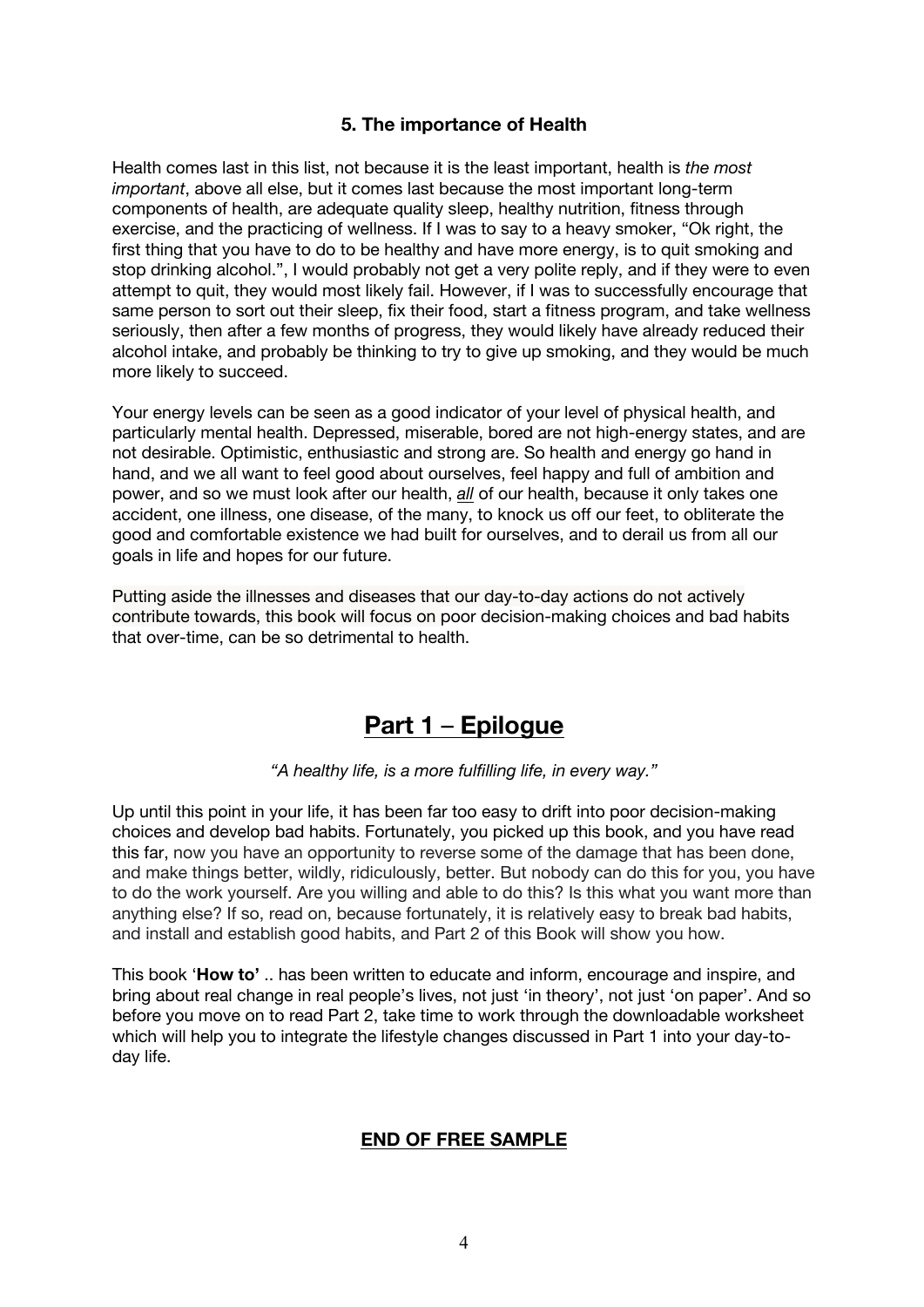### 5. The importance of Health

Health comes last in this list, not because it is the least important, health is *the most important*, above all else, but it comes last because the most important long-term components of health, are adequate quality sleep, healthy nutrition, fitness through exercise, and the practicing of wellness. If I was to say to a heavy smoker, "Ok right, the first thing that you have to do to be healthy and have more energy, is to quit smoking and stop drinking alcohol.", I would probably not get a very polite reply, and if they were to even attempt to quit, they would most likely fail. However, if I was to successfully encourage that same person to sort out their sleep, fix their food, start a fitness program, and take wellness seriously, then after a few months of progress, they would likely have already reduced their alcohol intake, and probably be thinking to try to give up smoking, and they would be much more likely to succeed.

Your energy levels can be seen as a good indicator of your level of physical health, and particularly mental health. Depressed, miserable, bored are not high-energy states, and are not desirable. Optimistic, enthusiastic and strong are. So health and energy go hand in hand, and we all want to feel good about ourselves, feel happy and full of ambition and power, and so we must look after our health, ***all*** of our health, because it only takes one accident, one illness, one disease, of the many, to knock us off our feet, to obliterate the good and comfortable existence we had built for ourselves, and to derail us from all our goals in life and hopes for our future.

Putting aside the illnesses and diseases that our day-to-day actions do not actively contribute towards, this book will focus on poor decision-making choices and bad habits that over-time, can be so detrimental to health.

## Part 1 – Epilogue

*"A healthy life, is a more fulfilling life, in every way."*

Up until this point in your life, it has been far too easy to drift into poor decision-making choices and develop bad habits. Fortunately, you picked up this book, and you have read this far, now you have an opportunity to reverse some of the damage that has been done, and make things better, wildly, ridiculously, better. But nobody can do this for you, you have to do the work yourself. Are you willing and able to do this? Is this what you want more than anything else? If so, read on, because fortunately, it is relatively easy to break bad habits, and install and establish good habits, and Part 2 of this Book will show you how.

This book '**How to'** .. has been written to educate and inform, encourage and inspire, and bring about real change in real people's lives, not just 'in theory', not just 'on paper'. And so before you move on to read Part 2, take time to work through the downloadable worksheet which will help you to integrate the lifestyle changes discussed in Part 1 into your day-to-day life.

**END OF FREE SAMPLE**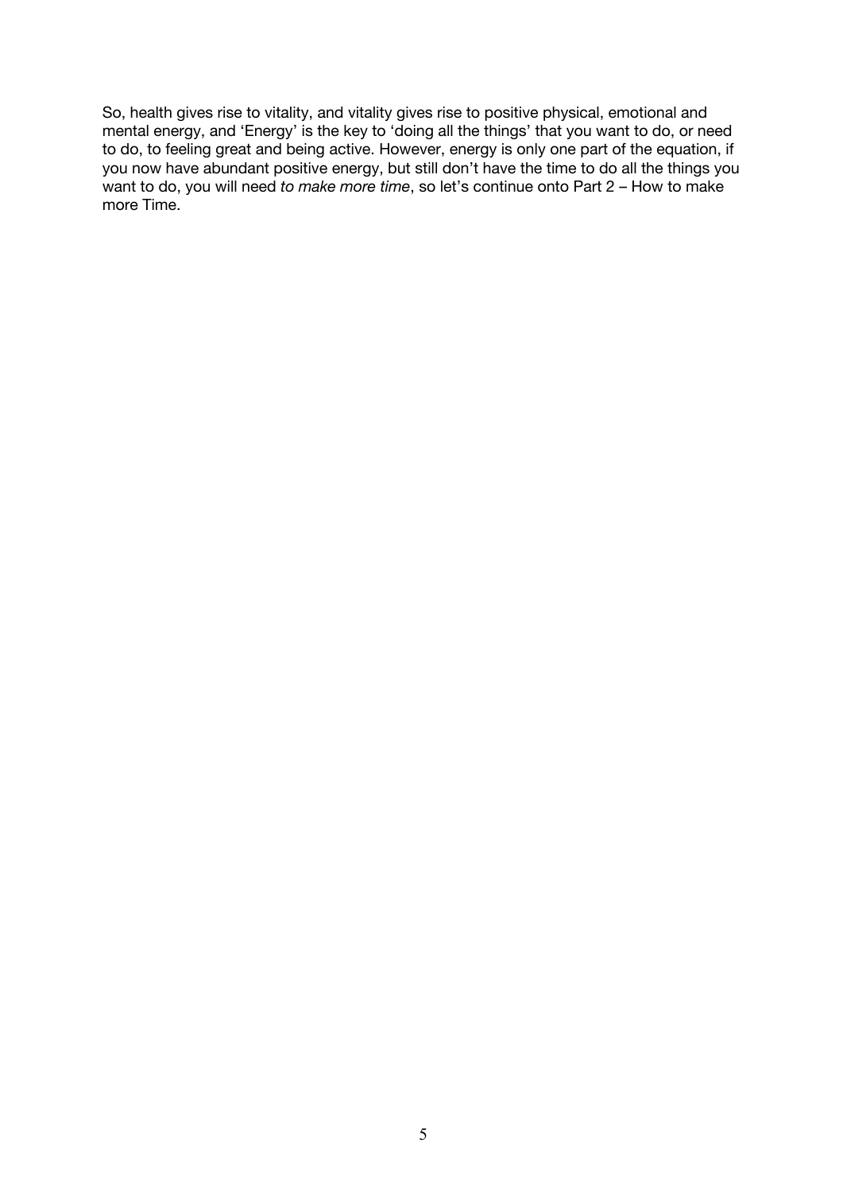So, health gives rise to vitality, and vitality gives rise to positive physical, emotional and mental energy, and 'Energy' is the key to 'doing all the things' that you want to do, or need to do, to feeling great and being active. However, energy is only one part of the equation, if you now have abundant positive energy, but still don't have the time to do all the things you want to do, you will need *to make more time*, so let's continue onto Part 2 – How to make more Time.